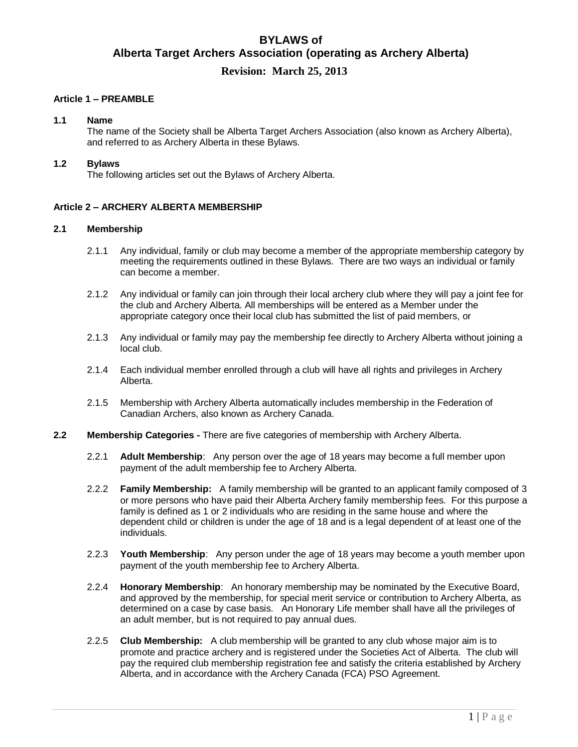# BYLAWS of
# Alberta Target Archers Association (operating as Archery Alberta)

## Revision: March 25, 2013

### Article 1 – PREAMBLE

**1.1 Name**

The name of the Society shall be Alberta Target Archers Association (also known as Archery Alberta), and referred to as Archery Alberta in these Bylaws.

**1.2 Bylaws**

The following articles set out the Bylaws of Archery Alberta.

### Article 2 – ARCHERY ALBERTA MEMBERSHIP

**2.1 Membership**

2.1.1 Any individual, family or club may become a member of the appropriate membership category by meeting the requirements outlined in these Bylaws. There are two ways an individual or family can become a member.

2.1.2 Any individual or family can join through their local archery club where they will pay a joint fee for the club and Archery Alberta. All memberships will be entered as a Member under the appropriate category once their local club has submitted the list of paid members, or

2.1.3 Any individual or family may pay the membership fee directly to Archery Alberta without joining a local club.

2.1.4 Each individual member enrolled through a club will have all rights and privileges in Archery Alberta.

2.1.5 Membership with Archery Alberta automatically includes membership in the Federation of Canadian Archers, also known as Archery Canada.

**2.2 Membership Categories -** There are five categories of membership with Archery Alberta.

2.2.1 **Adult Membership**: Any person over the age of 18 years may become a full member upon payment of the adult membership fee to Archery Alberta.

2.2.2 **Family Membership:** A family membership will be granted to an applicant family composed of 3 or more persons who have paid their Alberta Archery family membership fees. For this purpose a family is defined as 1 or 2 individuals who are residing in the same house and where the dependent child or children is under the age of 18 and is a legal dependent of at least one of the individuals.

2.2.3 **Youth Membership**: Any person under the age of 18 years may become a youth member upon payment of the youth membership fee to Archery Alberta.

2.2.4 **Honorary Membership**: An honorary membership may be nominated by the Executive Board, and approved by the membership, for special merit service or contribution to Archery Alberta, as determined on a case by case basis. An Honorary Life member shall have all the privileges of an adult member, but is not required to pay annual dues.

2.2.5 **Club Membership:** A club membership will be granted to any club whose major aim is to promote and practice archery and is registered under the Societies Act of Alberta. The club will pay the required club membership registration fee and satisfy the criteria established by Archery Alberta, and in accordance with the Archery Canada (FCA) PSO Agreement.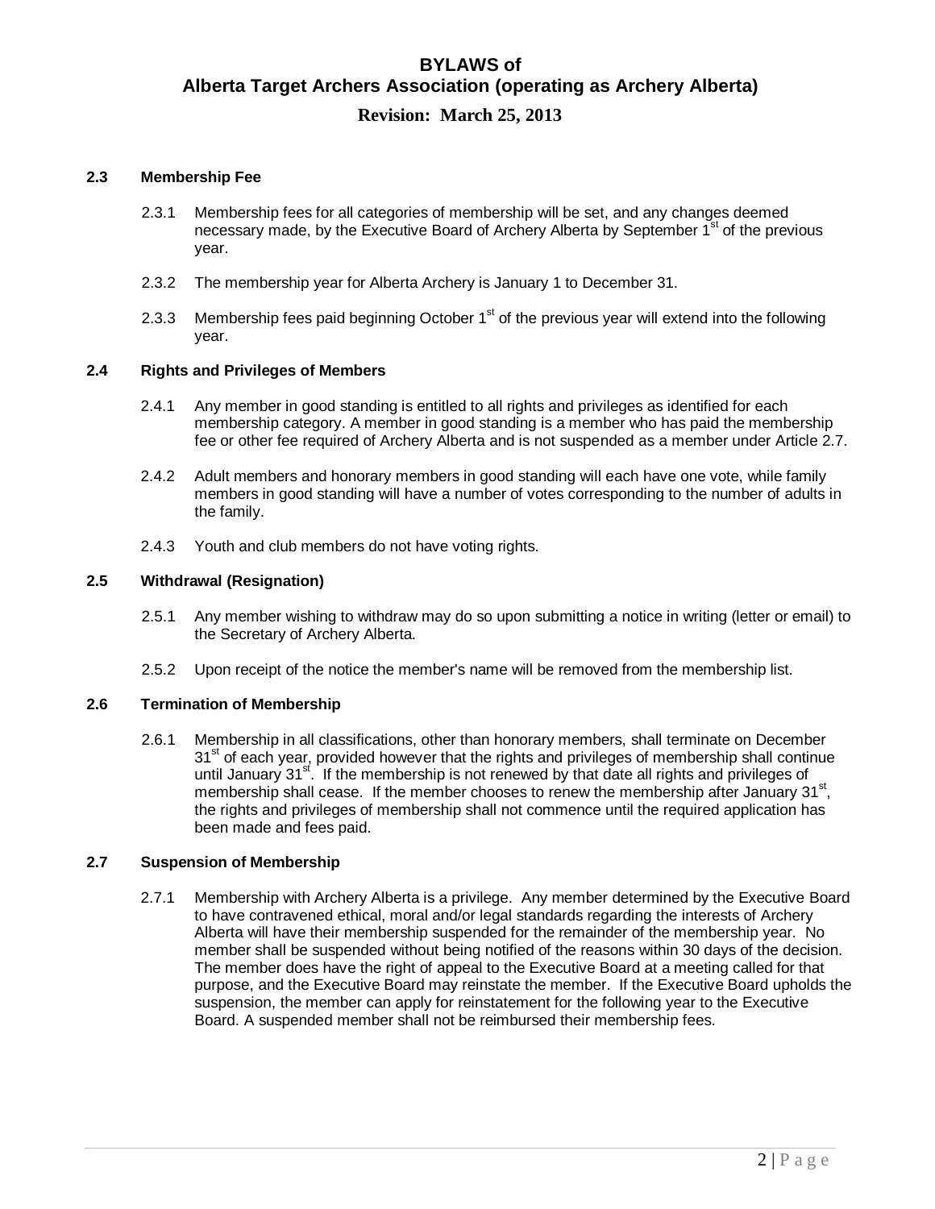### 2.3 Membership Fee

2.3.1 Membership fees for all categories of membership will be set, and any changes deemed necessary made, by the Executive Board of Archery Alberta by September 1st of the previous year.

2.3.2 The membership year for Alberta Archery is January 1 to December 31.

2.3.3 Membership fees paid beginning October 1st of the previous year will extend into the following year.

### 2.4 Rights and Privileges of Members

2.4.1 Any member in good standing is entitled to all rights and privileges as identified for each membership category. A member in good standing is a member who has paid the membership fee or other fee required of Archery Alberta and is not suspended as a member under Article 2.7.

2.4.2 Adult members and honorary members in good standing will each have one vote, while family members in good standing will have a number of votes corresponding to the number of adults in the family.

2.4.3 Youth and club members do not have voting rights.

### 2.5 Withdrawal (Resignation)

2.5.1 Any member wishing to withdraw may do so upon submitting a notice in writing (letter or email) to the Secretary of Archery Alberta.

2.5.2 Upon receipt of the notice the member's name will be removed from the membership list.

### 2.6 Termination of Membership

2.6.1 Membership in all classifications, other than honorary members, shall terminate on December 31st of each year, provided however that the rights and privileges of membership shall continue until January 31st. If the membership is not renewed by that date all rights and privileges of membership shall cease. If the member chooses to renew the membership after January 31st, the rights and privileges of membership shall not commence until the required application has been made and fees paid.

### 2.7 Suspension of Membership

2.7.1 Membership with Archery Alberta is a privilege. Any member determined by the Executive Board to have contravened ethical, moral and/or legal standards regarding the interests of Archery Alberta will have their membership suspended for the remainder of the membership year. No member shall be suspended without being notified of the reasons within 30 days of the decision. The member does have the right of appeal to the Executive Board at a meeting called for that purpose, and the Executive Board may reinstate the member. If the Executive Board upholds the suspension, the member can apply for reinstatement for the following year to the Executive Board. A suspended member shall not be reimbursed their membership fees.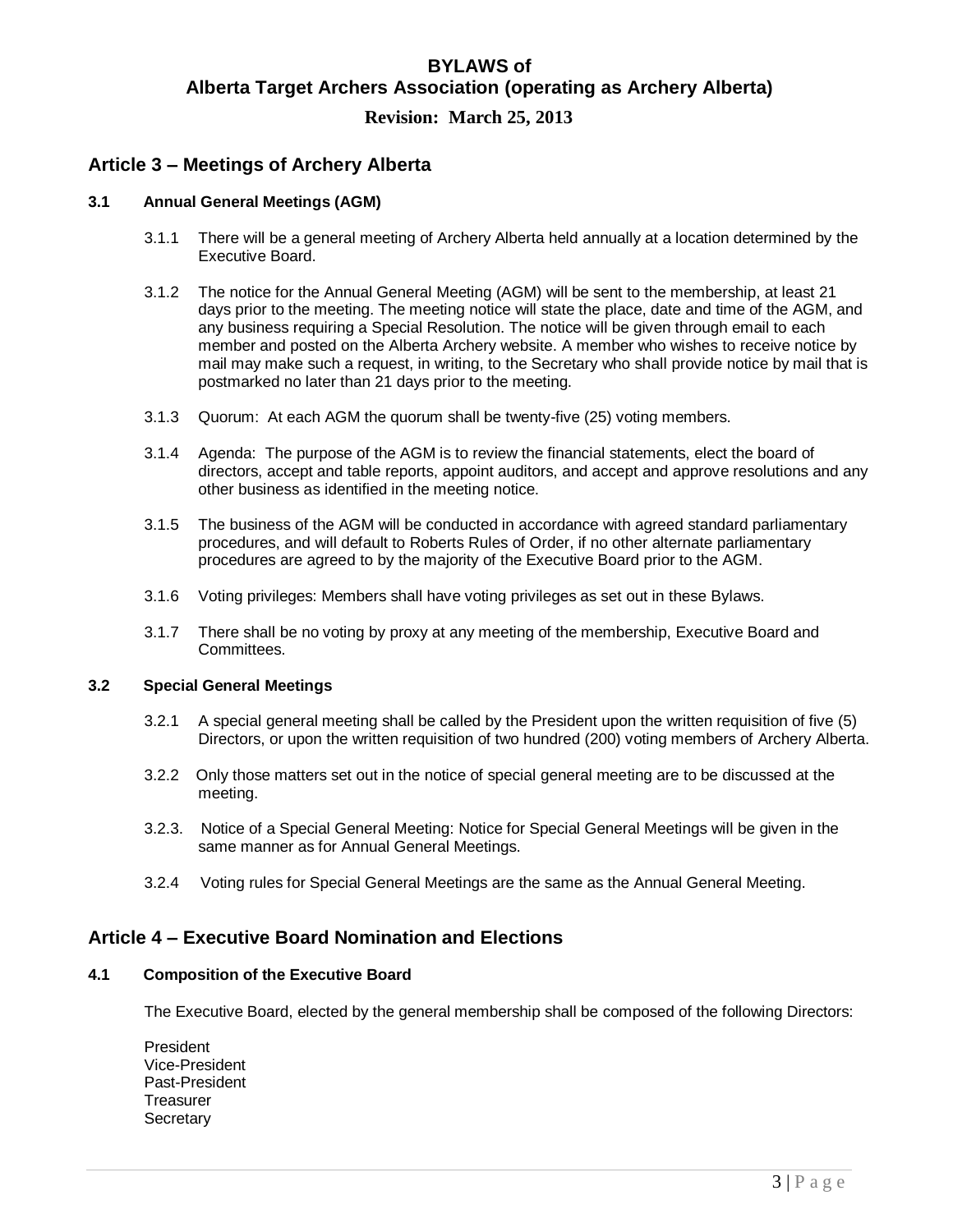# BYLAWS of Alberta Target Archers Association (operating as Archery Alberta)

**Revision: March 25, 2013**

## Article 3 – Meetings of Archery Alberta

### 3.1 Annual General Meetings (AGM)

3.1.1 There will be a general meeting of Archery Alberta held annually at a location determined by the Executive Board.

3.1.2 The notice for the Annual General Meeting (AGM) will be sent to the membership, at least 21 days prior to the meeting. The meeting notice will state the place, date and time of the AGM, and any business requiring a Special Resolution. The notice will be given through email to each member and posted on the Alberta Archery website. A member who wishes to receive notice by mail may make such a request, in writing, to the Secretary who shall provide notice by mail that is postmarked no later than 21 days prior to the meeting.

3.1.3 Quorum: At each AGM the quorum shall be twenty-five (25) voting members.

3.1.4 Agenda: The purpose of the AGM is to review the financial statements, elect the board of directors, accept and table reports, appoint auditors, and accept and approve resolutions and any other business as identified in the meeting notice.

3.1.5 The business of the AGM will be conducted in accordance with agreed standard parliamentary procedures, and will default to Roberts Rules of Order, if no other alternate parliamentary procedures are agreed to by the majority of the Executive Board prior to the AGM.

3.1.6 Voting privileges: Members shall have voting privileges as set out in these Bylaws.

3.1.7 There shall be no voting by proxy at any meeting of the membership, Executive Board and Committees.

### 3.2 Special General Meetings

3.2.1 A special general meeting shall be called by the President upon the written requisition of five (5) Directors, or upon the written requisition of two hundred (200) voting members of Archery Alberta.

3.2.2 Only those matters set out in the notice of special general meeting are to be discussed at the meeting.

3.2.3. Notice of a Special General Meeting: Notice for Special General Meetings will be given in the same manner as for Annual General Meetings.

3.2.4 Voting rules for Special General Meetings are the same as the Annual General Meeting.

## Article 4 – Executive Board Nomination and Elections

### 4.1 Composition of the Executive Board

The Executive Board, elected by the general membership shall be composed of the following Directors:

President
Vice-President
Past-President
Treasurer
Secretary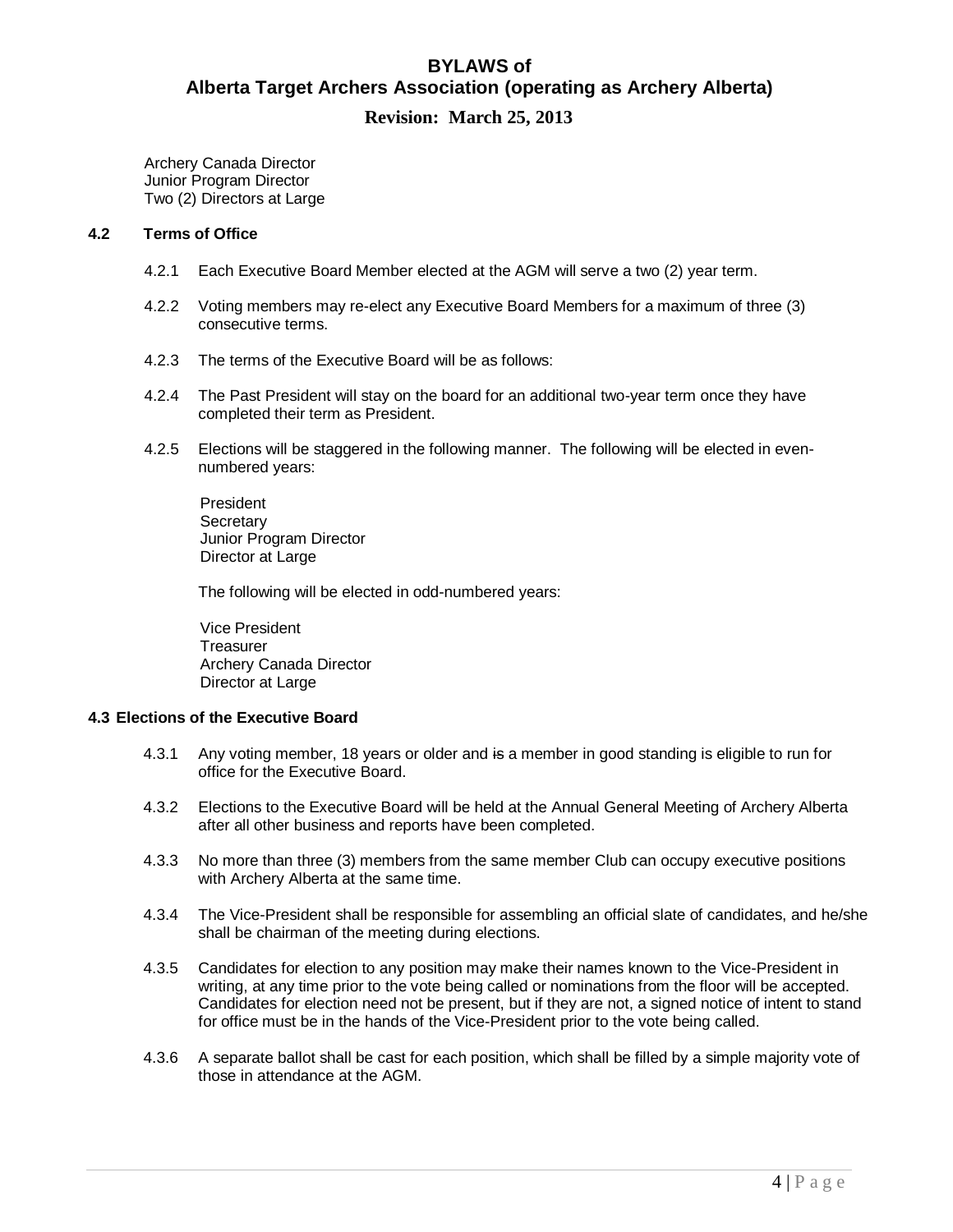Archery Canada Director
Junior Program Director
Two (2) Directors at Large

### 4.2 Terms of Office

4.2.1 Each Executive Board Member elected at the AGM will serve a two (2) year term.

4.2.2 Voting members may re-elect any Executive Board Members for a maximum of three (3) consecutive terms.

4.2.3 The terms of the Executive Board will be as follows:

4.2.4 The Past President will stay on the board for an additional two-year term once they have completed their term as President.

4.2.5 Elections will be staggered in the following manner. The following will be elected in even-numbered years:

President
Secretary
Junior Program Director
Director at Large

The following will be elected in odd-numbered years:

Vice President
Treasurer
Archery Canada Director
Director at Large

### 4.3 Elections of the Executive Board

4.3.1 Any voting member, 18 years or older and is a member in good standing is eligible to run for office for the Executive Board.

4.3.2 Elections to the Executive Board will be held at the Annual General Meeting of Archery Alberta after all other business and reports have been completed.

4.3.3 No more than three (3) members from the same member Club can occupy executive positions with Archery Alberta at the same time.

4.3.4 The Vice-President shall be responsible for assembling an official slate of candidates, and he/she shall be chairman of the meeting during elections.

4.3.5 Candidates for election to any position may make their names known to the Vice-President in writing, at any time prior to the vote being called or nominations from the floor will be accepted. Candidates for election need not be present, but if they are not, a signed notice of intent to stand for office must be in the hands of the Vice-President prior to the vote being called.

4.3.6 A separate ballot shall be cast for each position, which shall be filled by a simple majority vote of those in attendance at the AGM.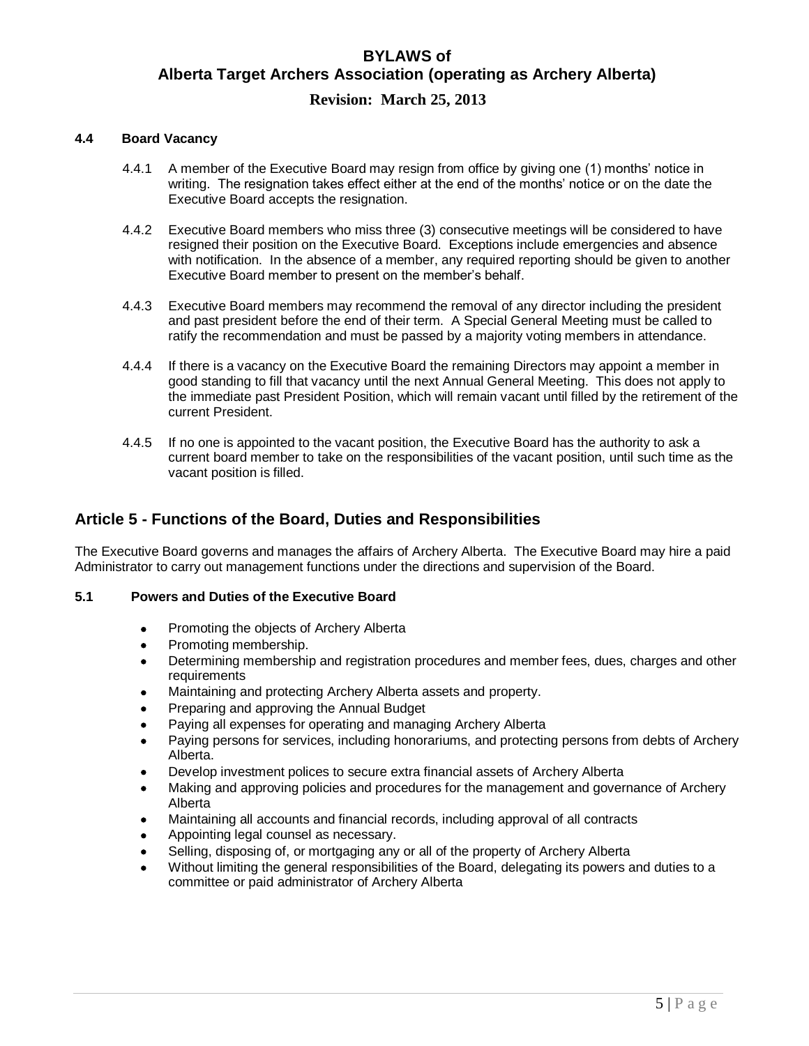### 4.4 Board Vacancy

4.4.1 A member of the Executive Board may resign from office by giving one (1) months' notice in writing. The resignation takes effect either at the end of the months' notice or on the date the Executive Board accepts the resignation.

4.4.2 Executive Board members who miss three (3) consecutive meetings will be considered to have resigned their position on the Executive Board. Exceptions include emergencies and absence with notification. In the absence of a member, any required reporting should be given to another Executive Board member to present on the member's behalf.

4.4.3 Executive Board members may recommend the removal of any director including the president and past president before the end of their term. A Special General Meeting must be called to ratify the recommendation and must be passed by a majority voting members in attendance.

4.4.4 If there is a vacancy on the Executive Board the remaining Directors may appoint a member in good standing to fill that vacancy until the next Annual General Meeting. This does not apply to the immediate past President Position, which will remain vacant until filled by the retirement of the current President.

4.4.5 If no one is appointed to the vacant position, the Executive Board has the authority to ask a current board member to take on the responsibilities of the vacant position, until such time as the vacant position is filled.

## Article 5 - Functions of the Board, Duties and Responsibilities

The Executive Board governs and manages the affairs of Archery Alberta. The Executive Board may hire a paid Administrator to carry out management functions under the directions and supervision of the Board.

### 5.1 Powers and Duties of the Executive Board

- Promoting the objects of Archery Alberta
- Promoting membership.
- Determining membership and registration procedures and member fees, dues, charges and other requirements
- Maintaining and protecting Archery Alberta assets and property.
- Preparing and approving the Annual Budget
- Paying all expenses for operating and managing Archery Alberta
- Paying persons for services, including honorariums, and protecting persons from debts of Archery Alberta.
- Develop investment polices to secure extra financial assets of Archery Alberta
- Making and approving policies and procedures for the management and governance of Archery Alberta
- Maintaining all accounts and financial records, including approval of all contracts
- Appointing legal counsel as necessary.
- Selling, disposing of, or mortgaging any or all of the property of Archery Alberta
- Without limiting the general responsibilities of the Board, delegating its powers and duties to a committee or paid administrator of Archery Alberta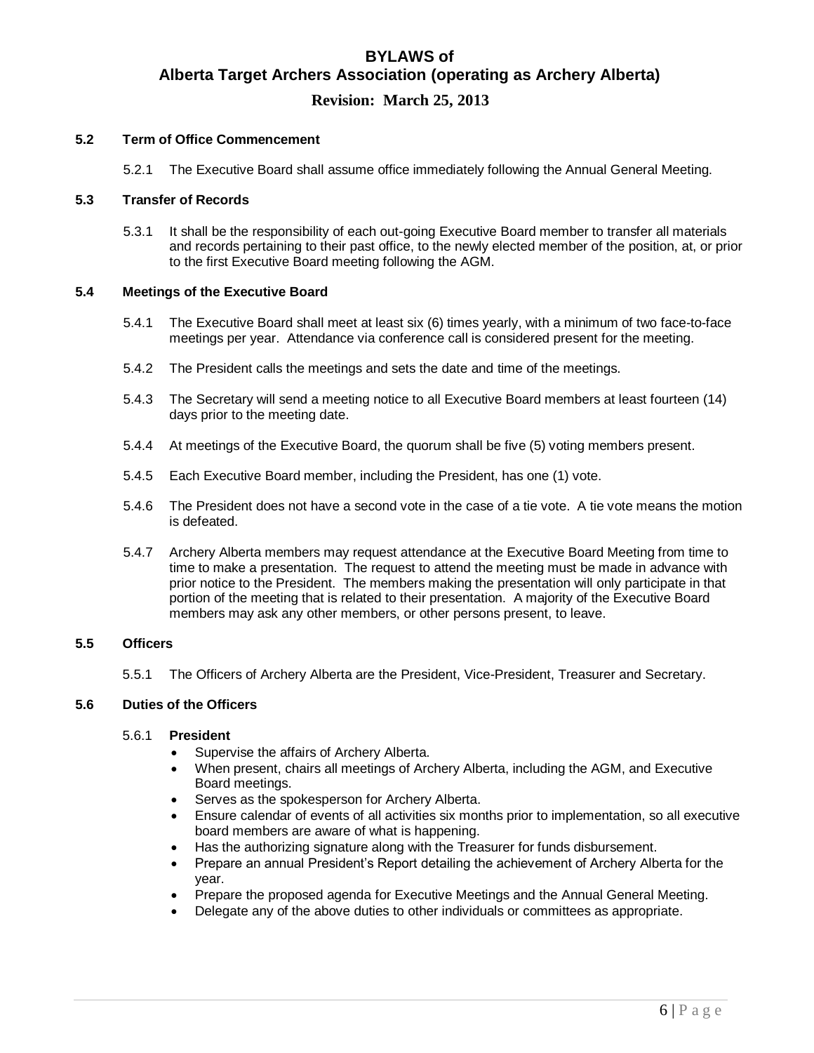### 5.2 Term of Office Commencement

5.2.1 The Executive Board shall assume office immediately following the Annual General Meeting.

### 5.3 Transfer of Records

5.3.1 It shall be the responsibility of each out-going Executive Board member to transfer all materials and records pertaining to their past office, to the newly elected member of the position, at, or prior to the first Executive Board meeting following the AGM.

### 5.4 Meetings of the Executive Board

5.4.1 The Executive Board shall meet at least six (6) times yearly, with a minimum of two face-to-face meetings per year. Attendance via conference call is considered present for the meeting.

5.4.2 The President calls the meetings and sets the date and time of the meetings.

5.4.3 The Secretary will send a meeting notice to all Executive Board members at least fourteen (14) days prior to the meeting date.

5.4.4 At meetings of the Executive Board, the quorum shall be five (5) voting members present.

5.4.5 Each Executive Board member, including the President, has one (1) vote.

5.4.6 The President does not have a second vote in the case of a tie vote. A tie vote means the motion is defeated.

5.4.7 Archery Alberta members may request attendance at the Executive Board Meeting from time to time to make a presentation. The request to attend the meeting must be made in advance with prior notice to the President. The members making the presentation will only participate in that portion of the meeting that is related to their presentation. A majority of the Executive Board members may ask any other members, or other persons present, to leave.

### 5.5 Officers

5.5.1 The Officers of Archery Alberta are the President, Vice-President, Treasurer and Secretary.

### 5.6 Duties of the Officers

5.6.1 **President**

- Supervise the affairs of Archery Alberta.
- When present, chairs all meetings of Archery Alberta, including the AGM, and Executive Board meetings.
- Serves as the spokesperson for Archery Alberta.
- Ensure calendar of events of all activities six months prior to implementation, so all executive board members are aware of what is happening.
- Has the authorizing signature along with the Treasurer for funds disbursement.
- Prepare an annual President's Report detailing the achievement of Archery Alberta for the year.
- Prepare the proposed agenda for Executive Meetings and the Annual General Meeting.
- Delegate any of the above duties to other individuals or committees as appropriate.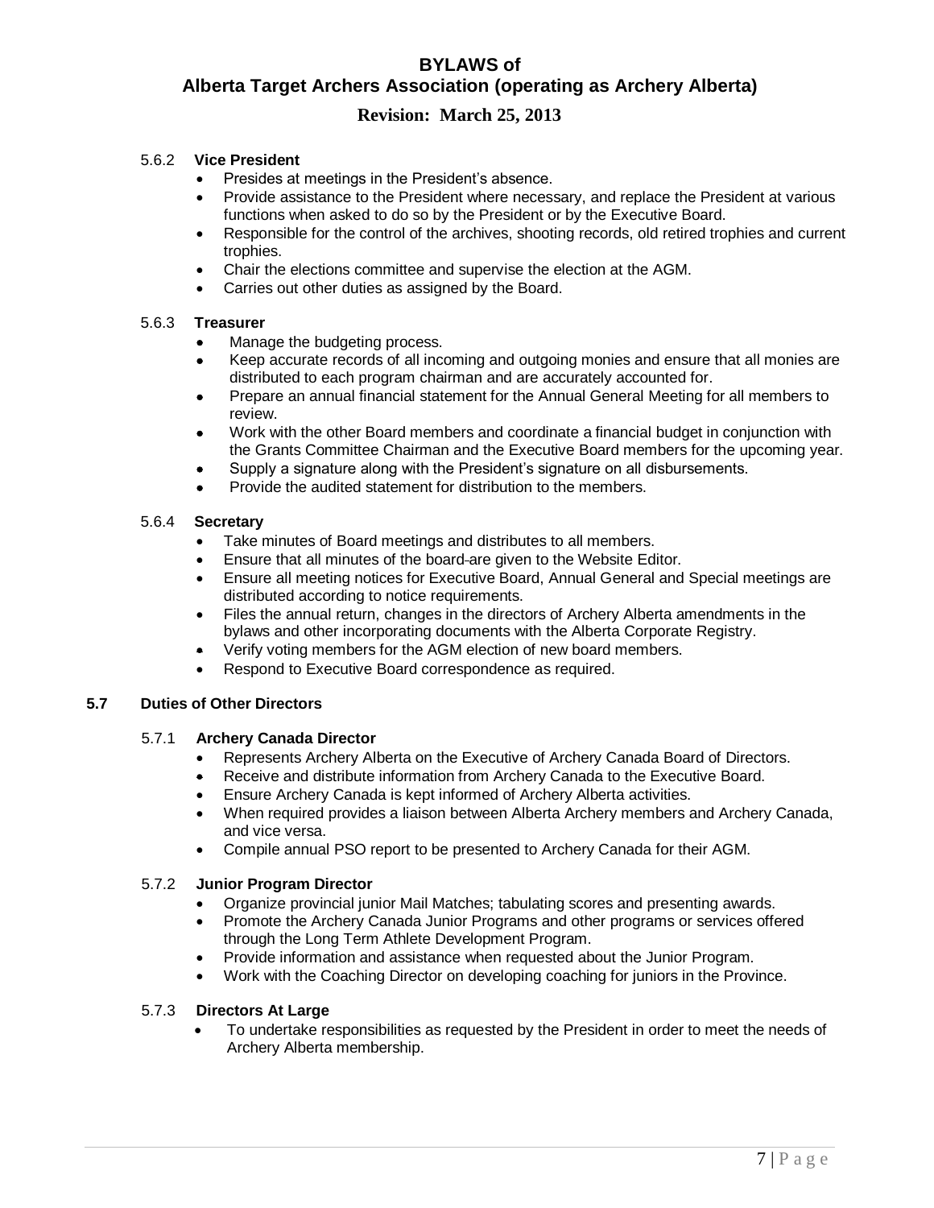#### 5.6.2 Vice President

- Presides at meetings in the President's absence.
- Provide assistance to the President where necessary, and replace the President at various functions when asked to do so by the President or by the Executive Board.
- Responsible for the control of the archives, shooting records, old retired trophies and current trophies.
- Chair the elections committee and supervise the election at the AGM.
- Carries out other duties as assigned by the Board.

#### 5.6.3 Treasurer

- Manage the budgeting process.
- Keep accurate records of all incoming and outgoing monies and ensure that all monies are distributed to each program chairman and are accurately accounted for.
- Prepare an annual financial statement for the Annual General Meeting for all members to review.
- Work with the other Board members and coordinate a financial budget in conjunction with the Grants Committee Chairman and the Executive Board members for the upcoming year.
- Supply a signature along with the President's signature on all disbursements.
- Provide the audited statement for distribution to the members.

#### 5.6.4 Secretary

- Take minutes of Board meetings and distributes to all members.
- Ensure that all minutes of the board are given to the Website Editor.
- Ensure all meeting notices for Executive Board, Annual General and Special meetings are distributed according to notice requirements.
- Files the annual return, changes in the directors of Archery Alberta amendments in the bylaws and other incorporating documents with the Alberta Corporate Registry.
- Verify voting members for the AGM election of new board members.
- Respond to Executive Board correspondence as required.

### 5.7 Duties of Other Directors

#### 5.7.1 Archery Canada Director

- Represents Archery Alberta on the Executive of Archery Canada Board of Directors.
- Receive and distribute information from Archery Canada to the Executive Board.
- Ensure Archery Canada is kept informed of Archery Alberta activities.
- When required provides a liaison between Alberta Archery members and Archery Canada, and vice versa.
- Compile annual PSO report to be presented to Archery Canada for their AGM.

#### 5.7.2 Junior Program Director

- Organize provincial junior Mail Matches; tabulating scores and presenting awards.
- Promote the Archery Canada Junior Programs and other programs or services offered through the Long Term Athlete Development Program.
- Provide information and assistance when requested about the Junior Program.
- Work with the Coaching Director on developing coaching for juniors in the Province.

#### 5.7.3 Directors At Large

- To undertake responsibilities as requested by the President in order to meet the needs of Archery Alberta membership.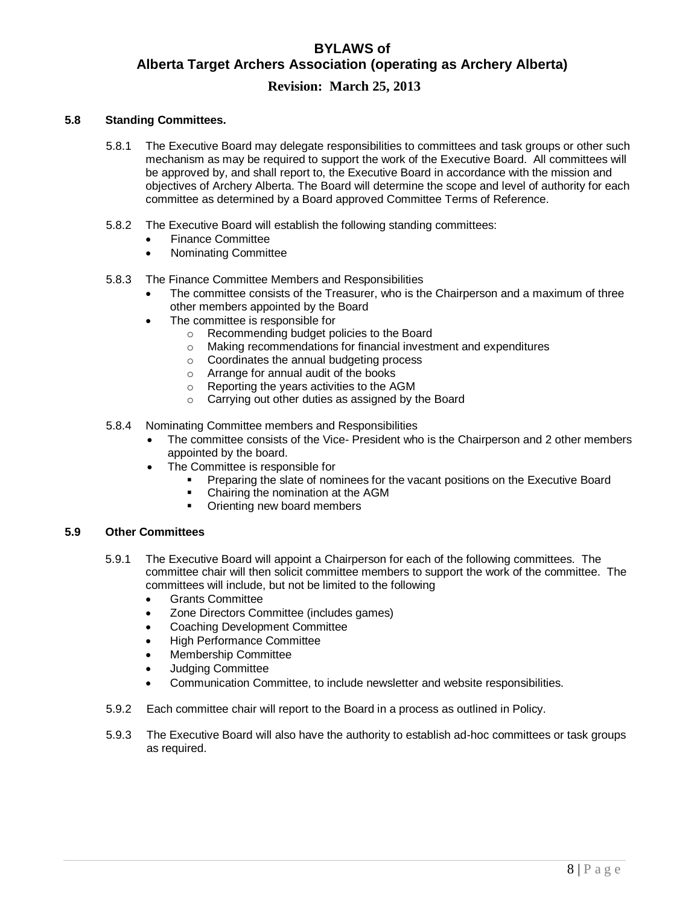### 5.8 Standing Committees.

5.8.1 The Executive Board may delegate responsibilities to committees and task groups or other such mechanism as may be required to support the work of the Executive Board. All committees will be approved by, and shall report to, the Executive Board in accordance with the mission and objectives of Archery Alberta. The Board will determine the scope and level of authority for each committee as determined by a Board approved Committee Terms of Reference.

5.8.2 The Executive Board will establish the following standing committees:

- Finance Committee
- Nominating Committee

5.8.3 The Finance Committee Members and Responsibilities

- The committee consists of the Treasurer, who is the Chairperson and a maximum of three other members appointed by the Board
- The committee is responsible for
  - Recommending budget policies to the Board
  - Making recommendations for financial investment and expenditures
  - Coordinates the annual budgeting process
  - Arrange for annual audit of the books
  - Reporting the years activities to the AGM
  - Carrying out other duties as assigned by the Board

5.8.4 Nominating Committee members and Responsibilities

- The committee consists of the Vice- President who is the Chairperson and 2 other members appointed by the board.
- The Committee is responsible for
  - Preparing the slate of nominees for the vacant positions on the Executive Board
  - Chairing the nomination at the AGM
  - Orienting new board members

### 5.9 Other Committees

5.9.1 The Executive Board will appoint a Chairperson for each of the following committees. The committee chair will then solicit committee members to support the work of the committee. The committees will include, but not be limited to the following

- Grants Committee
- Zone Directors Committee (includes games)
- Coaching Development Committee
- High Performance Committee
- Membership Committee
- Judging Committee
- Communication Committee, to include newsletter and website responsibilities.

5.9.2 Each committee chair will report to the Board in a process as outlined in Policy.

5.9.3 The Executive Board will also have the authority to establish ad-hoc committees or task groups as required.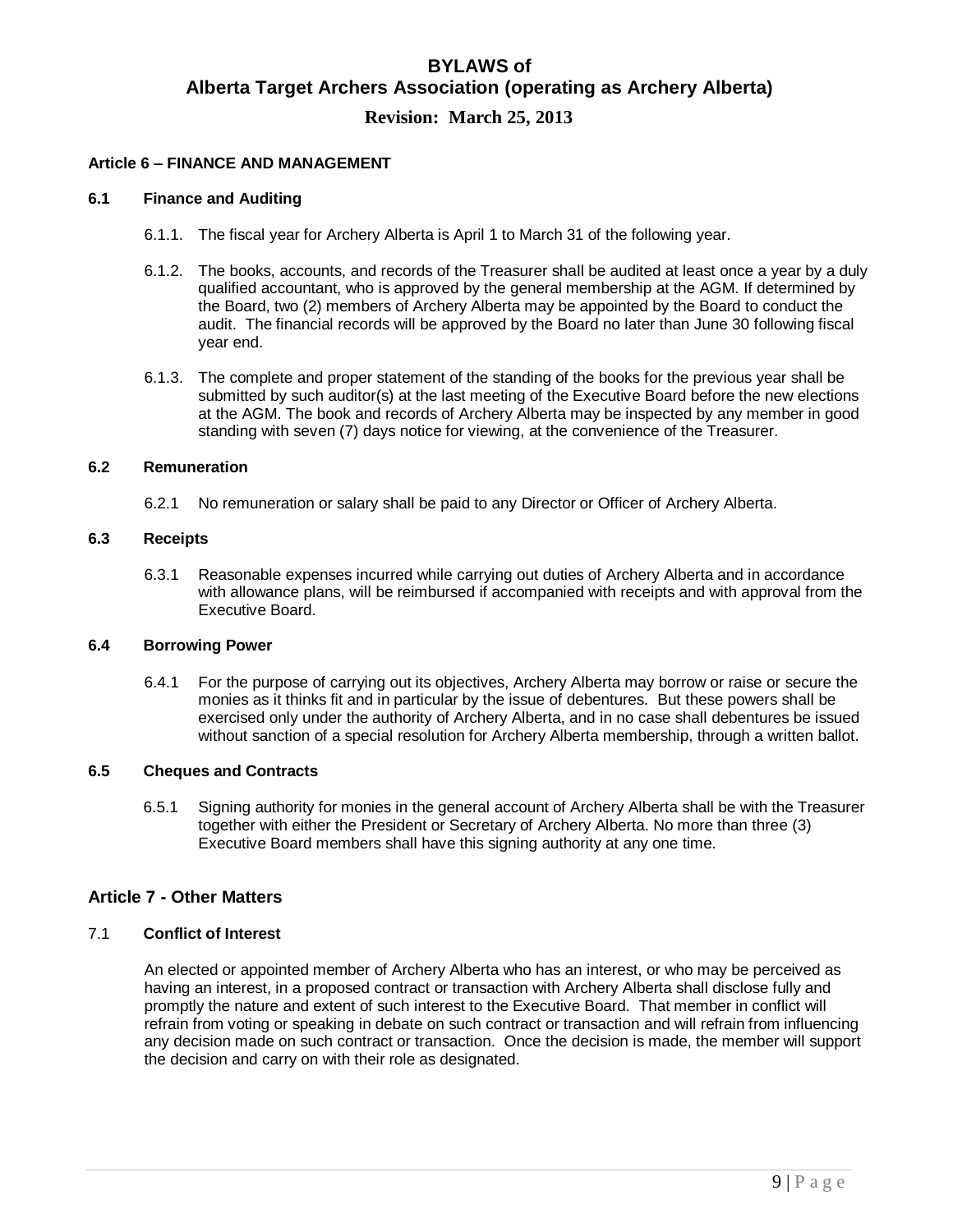## Article 6 – FINANCE AND MANAGEMENT

### 6.1 Finance and Auditing

6.1.1. The fiscal year for Archery Alberta is April 1 to March 31 of the following year.

6.1.2. The books, accounts, and records of the Treasurer shall be audited at least once a year by a duly qualified accountant, who is approved by the general membership at the AGM. If determined by the Board, two (2) members of Archery Alberta may be appointed by the Board to conduct the audit. The financial records will be approved by the Board no later than June 30 following fiscal year end.

6.1.3. The complete and proper statement of the standing of the books for the previous year shall be submitted by such auditor(s) at the last meeting of the Executive Board before the new elections at the AGM. The book and records of Archery Alberta may be inspected by any member in good standing with seven (7) days notice for viewing, at the convenience of the Treasurer.

### 6.2 Remuneration

6.2.1 No remuneration or salary shall be paid to any Director or Officer of Archery Alberta.

### 6.3 Receipts

6.3.1 Reasonable expenses incurred while carrying out duties of Archery Alberta and in accordance with allowance plans, will be reimbursed if accompanied with receipts and with approval from the Executive Board.

### 6.4 Borrowing Power

6.4.1 For the purpose of carrying out its objectives, Archery Alberta may borrow or raise or secure the monies as it thinks fit and in particular by the issue of debentures. But these powers shall be exercised only under the authority of Archery Alberta, and in no case shall debentures be issued without sanction of a special resolution for Archery Alberta membership, through a written ballot.

### 6.5 Cheques and Contracts

6.5.1 Signing authority for monies in the general account of Archery Alberta shall be with the Treasurer together with either the President or Secretary of Archery Alberta. No more than three (3) Executive Board members shall have this signing authority at any one time.

## Article 7 - Other Matters

### 7.1 Conflict of Interest

An elected or appointed member of Archery Alberta who has an interest, or who may be perceived as having an interest, in a proposed contract or transaction with Archery Alberta shall disclose fully and promptly the nature and extent of such interest to the Executive Board. That member in conflict will refrain from voting or speaking in debate on such contract or transaction and will refrain from influencing any decision made on such contract or transaction. Once the decision is made, the member will support the decision and carry on with their role as designated.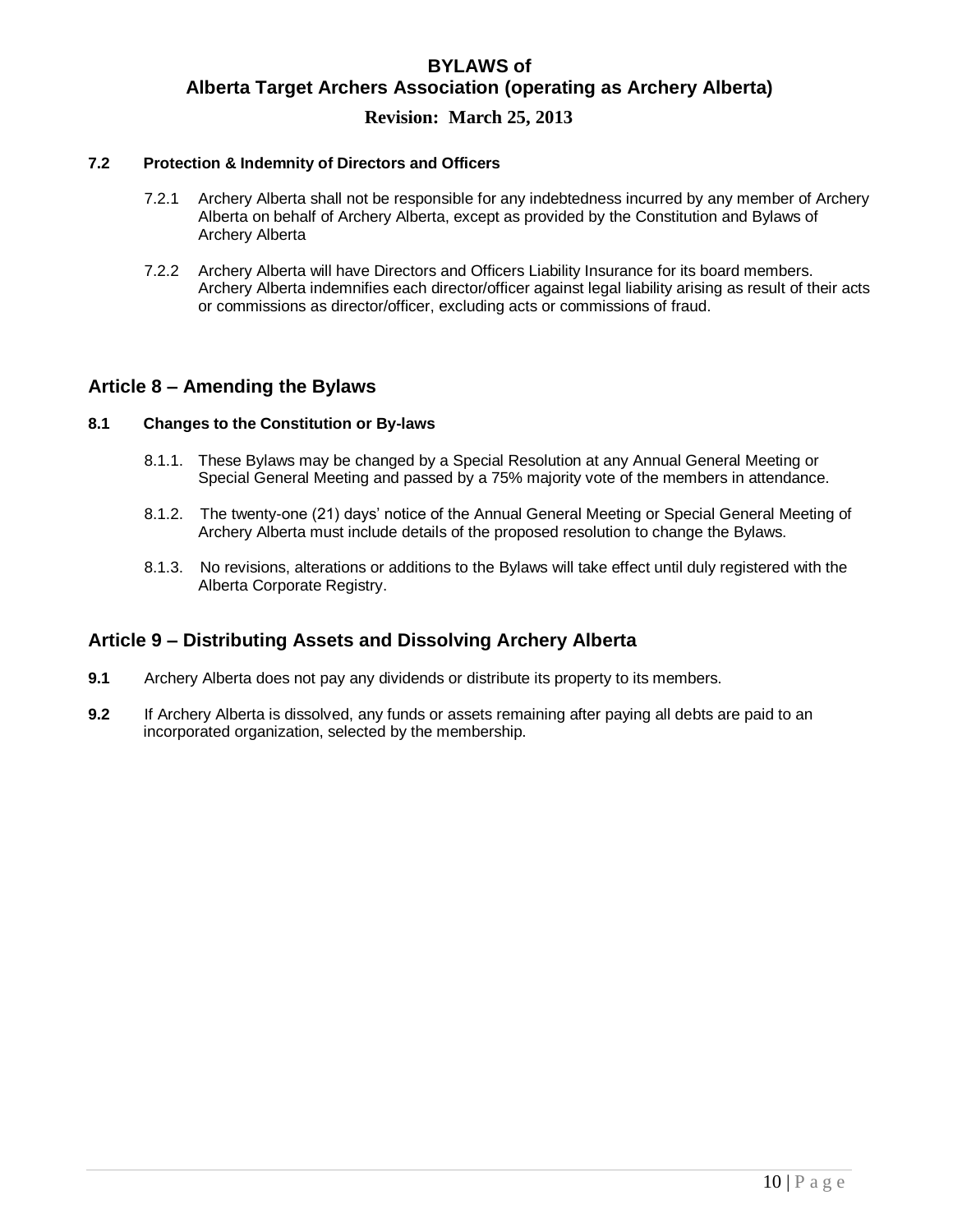#### 7.2 Protection & Indemnity of Directors and Officers

7.2.1 Archery Alberta shall not be responsible for any indebtedness incurred by any member of Archery Alberta on behalf of Archery Alberta, except as provided by the Constitution and Bylaws of Archery Alberta

7.2.2 Archery Alberta will have Directors and Officers Liability Insurance for its board members. Archery Alberta indemnifies each director/officer against legal liability arising as result of their acts or commissions as director/officer, excluding acts or commissions of fraud.

## Article 8 – Amending the Bylaws

#### 8.1 Changes to the Constitution or By-laws

8.1.1. These Bylaws may be changed by a Special Resolution at any Annual General Meeting or Special General Meeting and passed by a 75% majority vote of the members in attendance.

8.1.2. The twenty-one (21) days' notice of the Annual General Meeting or Special General Meeting of Archery Alberta must include details of the proposed resolution to change the Bylaws.

8.1.3. No revisions, alterations or additions to the Bylaws will take effect until duly registered with the Alberta Corporate Registry.

## Article 9 – Distributing Assets and Dissolving Archery Alberta

**9.1** Archery Alberta does not pay any dividends or distribute its property to its members.

**9.2** If Archery Alberta is dissolved, any funds or assets remaining after paying all debts are paid to an incorporated organization, selected by the membership.